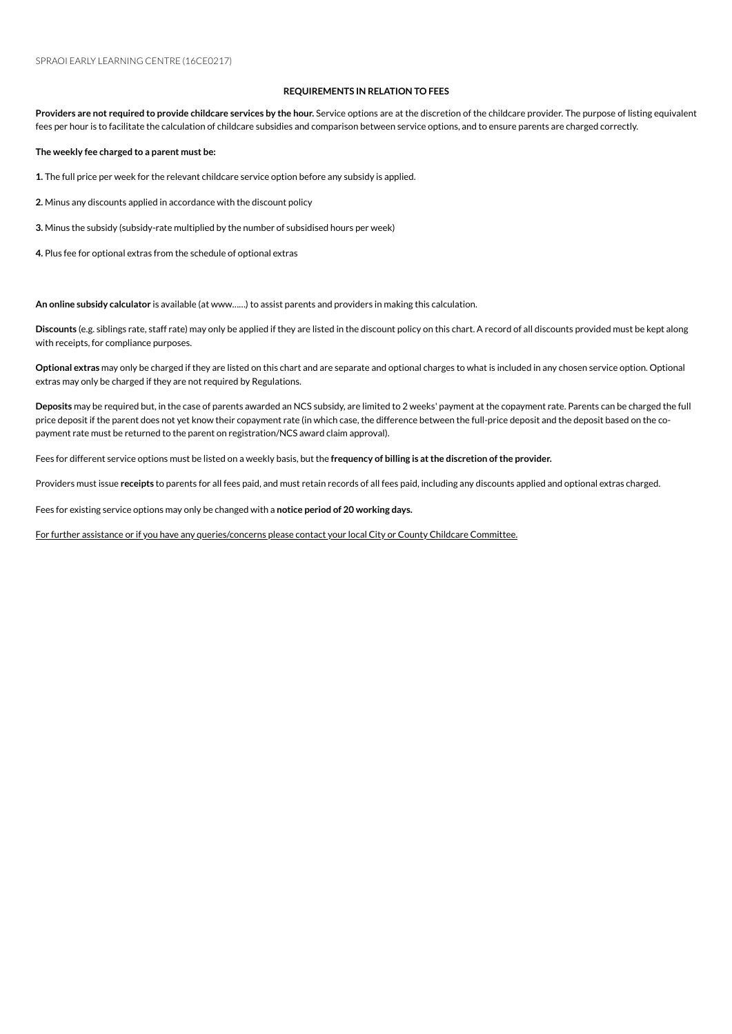SPRAOI EARLY LEARNING CENTRE (16CE0217)

## REQUIREMENTS IN RELATION TO FEES

**Providers are not required to provide childcare services by the hour.** Service options are at the discretion of the childcare provider. The purpose of listing equivalent fees per hour is to facilitate the calculation of childcare subsidies and comparison between service options, and to ensure parents are charged correctly.

**The weekly fee charged to a parent must be:**

**1.** The full price per week for the relevant childcare service option before any subsidy is applied.

**2.** Minus any discounts applied in accordance with the discount policy

**3.** Minus the subsidy (subsidy-rate multiplied by the number of subsidised hours per week)

**4.** Plus fee for optional extras from the schedule of optional extras

**An online subsidy calculator** is available (at www......) to assist parents and providers in making this calculation.

**Discounts** (e.g. siblings rate, staff rate) may only be applied if they are listed in the discount policy on this chart. A record of all discounts provided must be kept along with receipts, for compliance purposes.

**Optional extras** may only be charged if they are listed on this chart and are separate and optional charges to what is included in any chosen service option. Optional extras may only be charged if they are not required by Regulations.

**Deposits** may be required but, in the case of parents awarded an NCS subsidy, are limited to 2 weeks' payment at the copayment rate. Parents can be charged the full price deposit if the parent does not yet know their copayment rate (in which case, the difference between the full-price deposit and the deposit based on the co-payment rate must be returned to the parent on registration/NCS award claim approval).

Fees for different service options must be listed on a weekly basis, but the **frequency of billing is at the discretion of the provider.**

Providers must issue **receipts** to parents for all fees paid, and must retain records of all fees paid, including any discounts applied and optional extras charged.

Fees for existing service options may only be changed with a **notice period of 20 working days.**

For further assistance or if you have any queries/concerns please contact your local City or County Childcare Committee.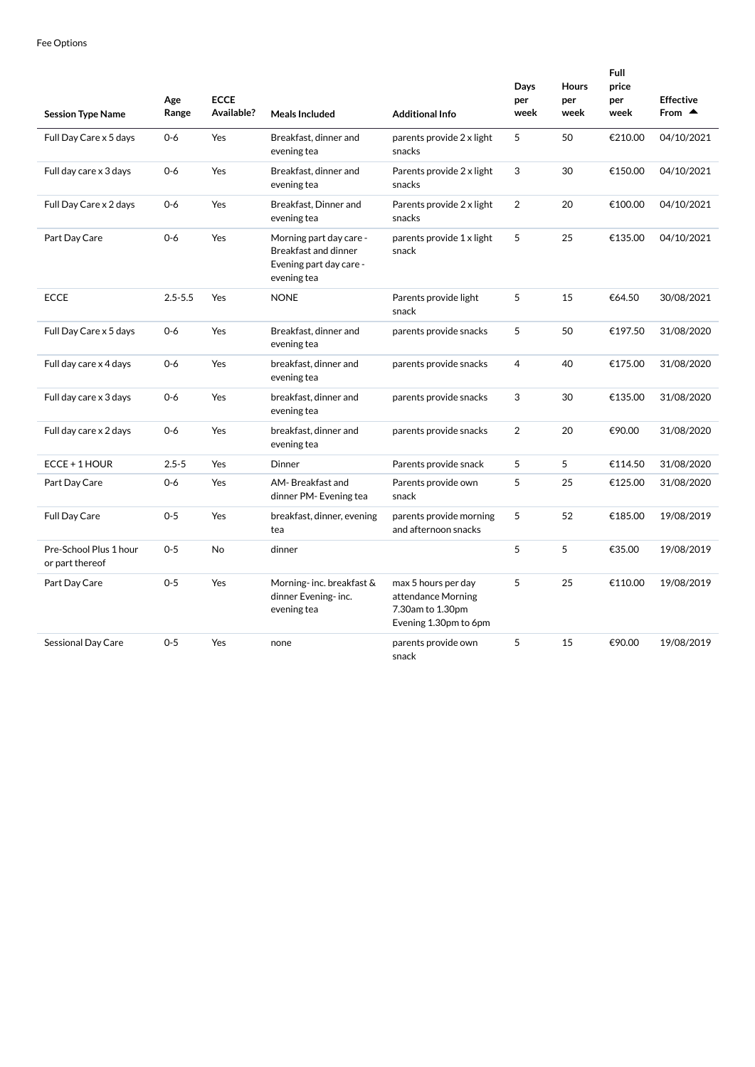Fee Options

| Session Type Name | Age Range | ECCE Available? | Meals Included | Additional Info | Days per week | Hours per week | Full price per week | Effective From ▲ |
|---|---|---|---|---|---|---|---|---|
| Full Day Care x 5 days | 0-6 | Yes | Breakfast, dinner and evening tea | parents provide 2 x light snacks | 5 | 50 | €210.00 | 04/10/2021 |
| Full day care x 3 days | 0-6 | Yes | Breakfast, dinner and evening tea | Parents provide 2 x light snacks | 3 | 30 | €150.00 | 04/10/2021 |
| Full Day Care x 2 days | 0-6 | Yes | Breakfast, Dinner and evening tea | Parents provide 2 x light snacks | 2 | 20 | €100.00 | 04/10/2021 |
| Part Day Care | 0-6 | Yes | Morning part day care - Breakfast and dinner Evening part day care - evening tea | parents provide 1 x light snack | 5 | 25 | €135.00 | 04/10/2021 |
| ECCE | 2.5-5.5 | Yes | NONE | Parents provide light snack | 5 | 15 | €64.50 | 30/08/2021 |
| Full Day Care x 5 days | 0-6 | Yes | Breakfast, dinner and evening tea | parents provide snacks | 5 | 50 | €197.50 | 31/08/2020 |
| Full day care x 4 days | 0-6 | Yes | breakfast, dinner and evening tea | parents provide snacks | 4 | 40 | €175.00 | 31/08/2020 |
| Full day care x 3 days | 0-6 | Yes | breakfast, dinner and evening tea | parents provide snacks | 3 | 30 | €135.00 | 31/08/2020 |
| Full day care x 2 days | 0-6 | Yes | breakfast, dinner and evening tea | parents provide snacks | 2 | 20 | €90.00 | 31/08/2020 |
| ECCE + 1 HOUR | 2.5-5 | Yes | Dinner | Parents provide snack | 5 | 5 | €114.50 | 31/08/2020 |
| Part Day Care | 0-6 | Yes | AM- Breakfast and dinner PM- Evening tea | Parents provide own snack | 5 | 25 | €125.00 | 31/08/2020 |
| Full Day Care | 0-5 | Yes | breakfast, dinner, evening tea | parents provide morning and afternoon snacks | 5 | 52 | €185.00 | 19/08/2019 |
| Pre-School Plus 1 hour or part thereof | 0-5 | No | dinner | | 5 | 5 | €35.00 | 19/08/2019 |
| Part Day Care | 0-5 | Yes | Morning- inc. breakfast & dinner Evening- inc. evening tea | max 5 hours per day attendance Morning 7.30am to 1.30pm Evening 1.30pm to 6pm | 5 | 25 | €110.00 | 19/08/2019 |
| Sessional Day Care | 0-5 | Yes | none | parents provide own snack | 5 | 15 | €90.00 | 19/08/2019 |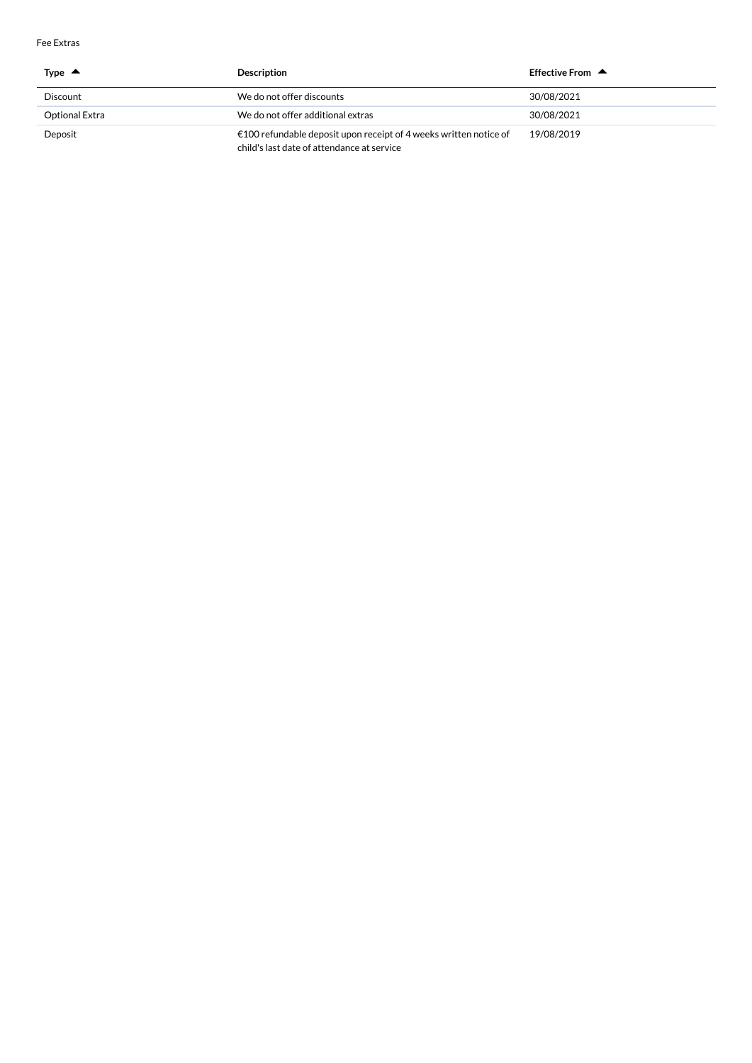Fee Extras

| Type ▲ | Description | Effective From ▲ |
|---|---|---|
| Discount | We do not offer discounts | 30/08/2021 |
| Optional Extra | We do not offer additional extras | 30/08/2021 |
| Deposit | €100 refundable deposit upon receipt of 4 weeks written notice of child's last date of attendance at service | 19/08/2019 |